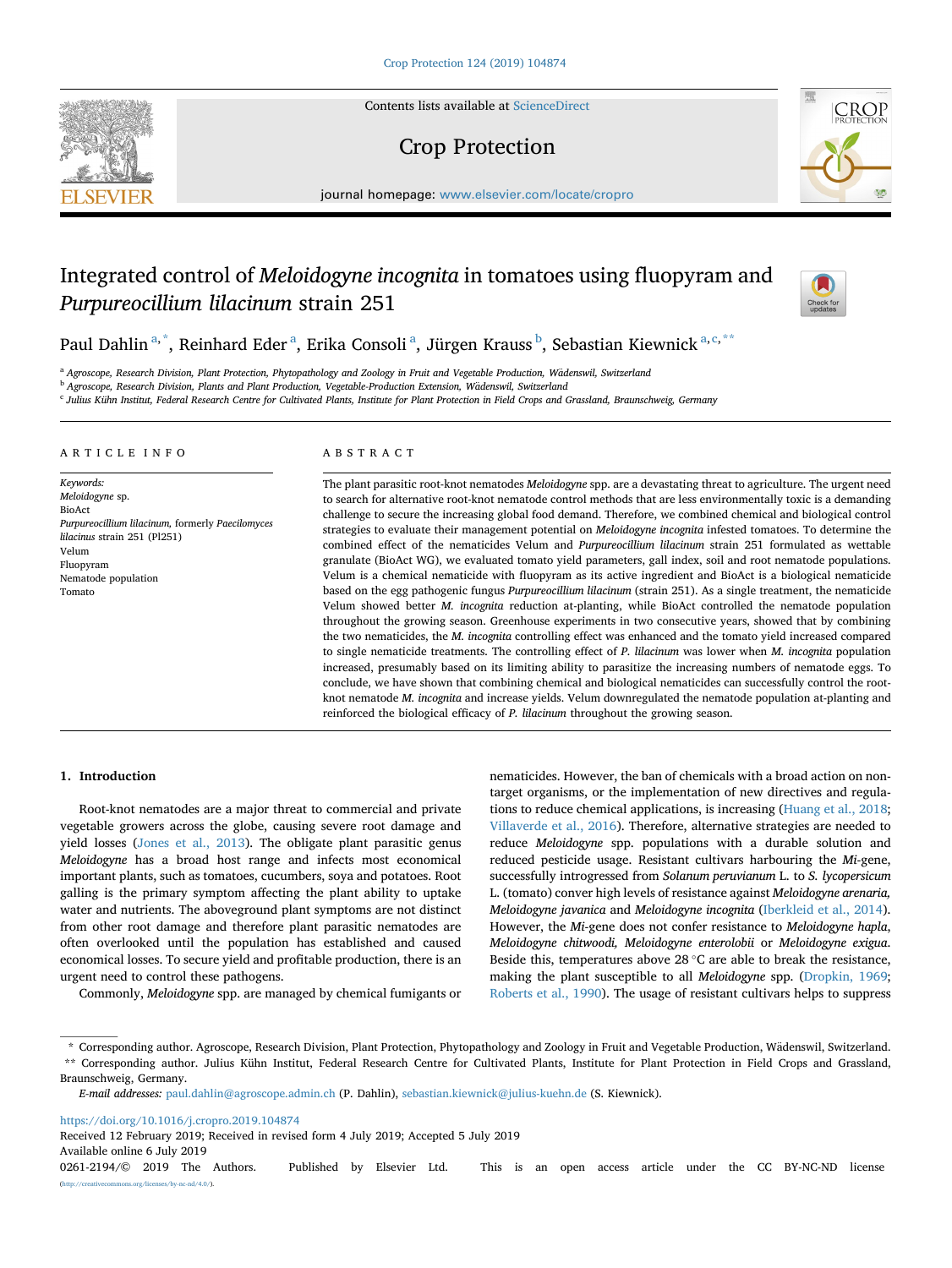# Integrated control of *Meloidogyne incognita* in tomatoes using fluopyram and *Purpureocillium lilacinum* strain 251

Paul Dahlin[a,*], Reinhard Eder[a], Erika Consoli[a], Jürgen Krauss[b], Sebastian Kiewnick[a,c,**]

[a] Agroscope, Research Division, Plant Protection, Phytopathology and Zoology in Fruit and Vegetable Production, Wädenswil, Switzerland
[b] Agroscope, Research Division, Plants and Plant Production, Vegetable-Production Extension, Wädenswil, Switzerland
[c] Julius Kühn Institut, Federal Research Centre for Cultivated Plants, Institute for Plant Protection in Field Crops and Grassland, Braunschweig, Germany

## ARTICLE INFO

*Keywords:*
*Meloidogyne* sp.
BioAct
*Purpureocillium lilacinum,* formerly *Paecilomyces lilacinus* strain 251 (Pl251)
Velum
Fluopyram
Nematode population
Tomato

## ABSTRACT

The plant parasitic root-knot nematodes *Meloidogyne* spp. are a devastating threat to agriculture. The urgent need to search for alternative root-knot nematode control methods that are less environmentally toxic is a demanding challenge to secure the increasing global food demand. Therefore, we combined chemical and biological control strategies to evaluate their management potential on *Meloidogyne incognita* infested tomatoes. To determine the combined effect of the nematicides Velum and *Purpureocillium lilacinum* strain 251 formulated as wettable granulate (BioAct WG), we evaluated tomato yield parameters, gall index, soil and root nematode populations. Velum is a chemical nematicide with fluopyram as its active ingredient and BioAct is a biological nematicide based on the egg pathogenic fungus *Purpureocillium lilacinum* (strain 251). As a single treatment, the nematicide Velum showed better *M. incognita* reduction at-planting, while BioAct controlled the nematode population throughout the growing season. Greenhouse experiments in two consecutive years, showed that by combining the two nematicides, the *M. incognita* controlling effect was enhanced and the tomato yield increased compared to single nematicide treatments. The controlling effect of *P. lilacinum* was lower when *M. incognita* population increased, presumably based on its limiting ability to parasitize the increasing numbers of nematode eggs. To conclude, we have shown that combining chemical and biological nematicides can successfully control the root-knot nematode *M. incognita* and increase yields. Velum downregulated the nematode population at-planting and reinforced the biological efficacy of *P. lilacinum* throughout the growing season.

## 1. Introduction

Root-knot nematodes are a major threat to commercial and private vegetable growers across the globe, causing severe root damage and yield losses (Jones et al., 2013). The obligate plant parasitic genus *Meloidogyne* has a broad host range and infects most economical important plants, such as tomatoes, cucumbers, soya and potatoes. Root galling is the primary symptom affecting the plant ability to uptake water and nutrients. The aboveground plant symptoms are not distinct from other root damage and therefore plant parasitic nematodes are often overlooked until the population has established and caused economical losses. To secure yield and profitable production, there is an urgent need to control these pathogens.

Commonly, *Meloidogyne* spp. are managed by chemical fumigants or nematicides. However, the ban of chemicals with a broad action on non-target organisms, or the implementation of new directives and regulations to reduce chemical applications, is increasing (Huang et al., 2018; Villaverde et al., 2016). Therefore, alternative strategies are needed to reduce *Meloidogyne* spp. populations with a durable solution and reduced pesticide usage. Resistant cultivars harbouring the *Mi*-gene, successfully introgressed from *Solanum peruvianum* L. to *S. lycopersicum* L. (tomato) conver high levels of resistance against *Meloidogyne arenaria, Meloidogyne javanica* and *Meloidogyne incognita* (Iberkleid et al., 2014). However, the *Mi*-gene does not confer resistance to *Meloidogyne hapla, Meloidogyne chitwoodi, Meloidogyne enterolobii* or *Meloidogyne exigua*. Beside this, temperatures above 28 °C are able to break the resistance, making the plant susceptible to all *Meloidogyne* spp. (Dropkin, 1969; Roberts et al., 1990). The usage of resistant cultivars helps to suppress

\* Corresponding author. Agroscope, Research Division, Plant Protection, Phytopathology and Zoology in Fruit and Vegetable Production, Wädenswil, Switzerland.
\*\* Corresponding author. Julius Kühn Institut, Federal Research Centre for Cultivated Plants, Institute for Plant Protection in Field Crops and Grassland, Braunschweig, Germany.
*E-mail addresses:* paul.dahlin@agroscope.admin.ch (P. Dahlin), sebastian.kiewnick@julius-kuehn.de (S. Kiewnick).

https://doi.org/10.1016/j.cropro.2019.104874
Received 12 February 2019; Received in revised form 4 July 2019; Accepted 5 July 2019
Available online 6 July 2019
0261-2194/© 2019 The Authors. Published by Elsevier Ltd. This is an open access article under the CC BY-NC-ND license (http://creativecommons.org/licenses/by-nc-nd/4.0/).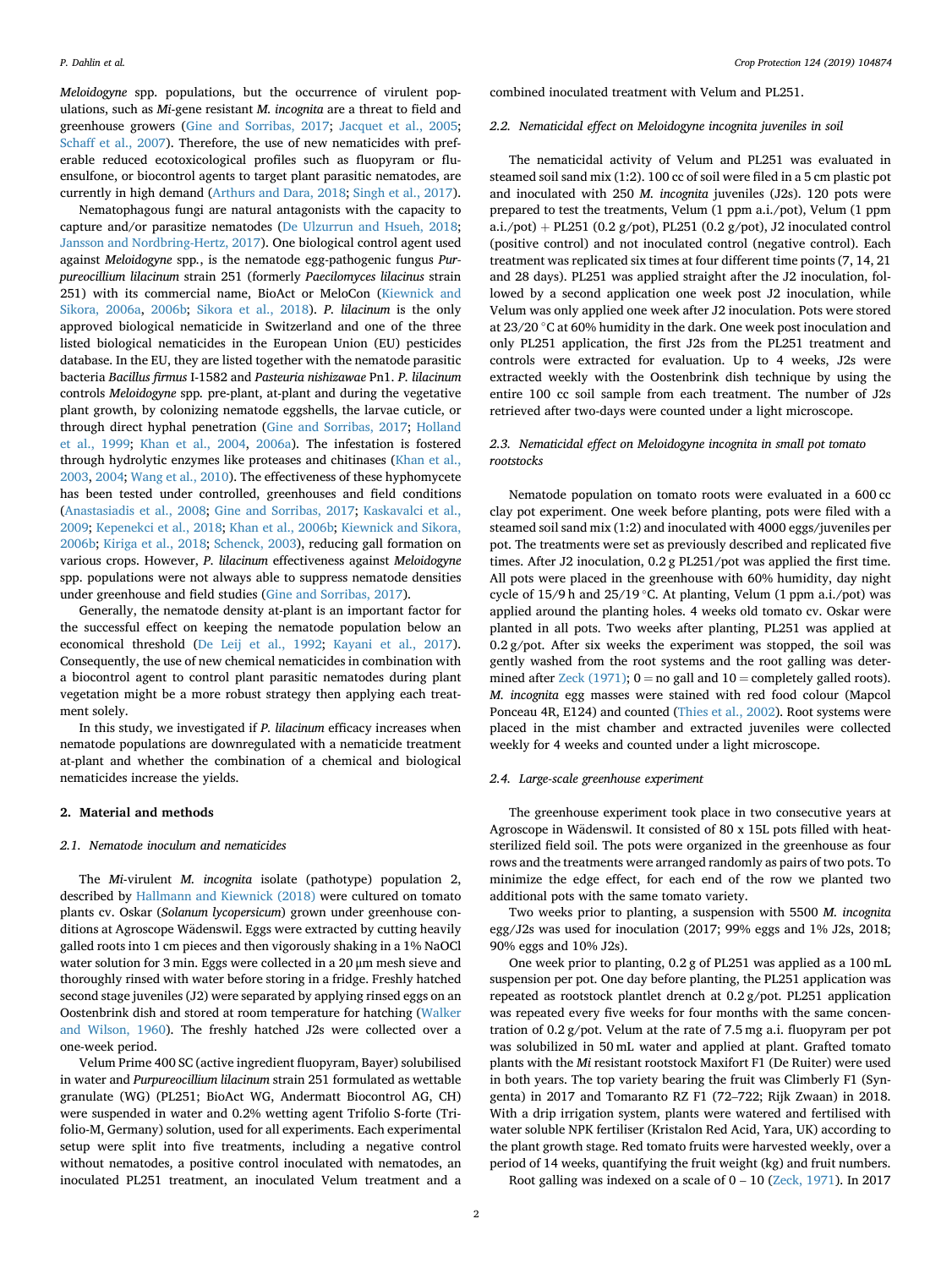*Meloidogyne* spp. populations, but the occurrence of virulent populations, such as *Mi*-gene resistant *M. incognita* are a threat to field and greenhouse growers (Gine and Sorribas, 2017; Jacquet et al., 2005; Schaff et al., 2007). Therefore, the use of new nematicides with preferable reduced ecotoxicological profiles such as fluopyram or fluensulfone, or biocontrol agents to target plant parasitic nematodes, are currently in high demand (Arthurs and Dara, 2018; Singh et al., 2017).

Nematophagous fungi are natural antagonists with the capacity to capture and/or parasitize nematodes (De Ulzurrun and Hsueh, 2018; Jansson and Nordbring-Hertz, 2017). One biological control agent used against *Meloidogyne* spp., is the nematode egg-pathogenic fungus *Purpureocillium lilacinum* strain 251 (formerly *Paecilomyces lilacinus* strain 251) with its commercial name, BioAct or MeloCon (Kiewnick and Sikora, 2006a, 2006b; Sikora et al., 2018). *P. lilacinum* is the only approved biological nematicide in Switzerland and one of the three listed biological nematicides in the European Union (EU) pesticides database. In the EU, they are listed together with the nematode parasitic bacteria *Bacillus firmus* I-1582 and *Pasteuria nishizawae* Pn1. *P. lilacinum* controls *Meloidogyne* spp. pre-plant, at-plant and during the vegetative plant growth, by colonizing nematode eggshells, the larvae cuticle, or through direct hyphal penetration (Gine and Sorribas, 2017; Holland et al., 1999; Khan et al., 2004, 2006a). The infestation is fostered through hydrolytic enzymes like proteases and chitinases (Khan et al., 2003, 2004; Wang et al., 2010). The effectiveness of these hyphomycete has been tested under controlled, greenhouses and field conditions (Anastasiadis et al., 2008; Gine and Sorribas, 2017; Kaskavalci et al., 2009; Kepenekci et al., 2018; Khan et al., 2006b; Kiewnick and Sikora, 2006b; Kiriga et al., 2018; Schenck, 2003), reducing gall formation on various crops. However, *P. lilacinum* effectiveness against *Meloidogyne* spp. populations were not always able to suppress nematode densities under greenhouse and field studies (Gine and Sorribas, 2017).

Generally, the nematode density at-plant is an important factor for the successful effect on keeping the nematode population below an economical threshold (De Leij et al., 1992; Kayani et al., 2017). Consequently, the use of new chemical nematicides in combination with a biocontrol agent to control plant parasitic nematodes during plant vegetation might be a more robust strategy then applying each treatment solely.

In this study, we investigated if *P. lilacinum* efficacy increases when nematode populations are downregulated with a nematicide treatment at-plant and whether the combination of a chemical and biological nematicides increase the yields.

## 2. Material and methods

### 2.1. Nematode inoculum and nematicides

The *Mi*-virulent *M. incognita* isolate (pathotype) population 2, described by Hallmann and Kiewnick (2018) were cultured on tomato plants cv. Oskar (*Solanum lycopersicum*) grown under greenhouse conditions at Agroscope Wädenswil. Eggs were extracted by cutting heavily galled roots into 1 cm pieces and then vigorously shaking in a 1% NaOCl water solution for 3 min. Eggs were collected in a 20 µm mesh sieve and thoroughly rinsed with water before storing in a fridge. Freshly hatched second stage juveniles (J2) were separated by applying rinsed eggs on an Oostenbrink dish and stored at room temperature for hatching (Walker and Wilson, 1960). The freshly hatched J2s were collected over a one-week period.

Velum Prime 400 SC (active ingredient fluopyram, Bayer) solubilised in water and *Purpureocillium lilacinum* strain 251 formulated as wettable granulate (WG) (PL251; BioAct WG, Andermatt Biocontrol AG, CH) were suspended in water and 0.2% wetting agent Trifolio S-forte (Trifolio-M, Germany) solution, used for all experiments. Each experimental setup were split into five treatments, including a negative control without nematodes, a positive control inoculated with nematodes, an inoculated PL251 treatment, an inoculated Velum treatment and a combined inoculated treatment with Velum and PL251.

### 2.2. Nematicidal effect on Meloidogyne incognita juveniles in soil

The nematicidal activity of Velum and PL251 was evaluated in steamed soil sand mix (1:2). 100 cc of soil were filed in a 5 cm plastic pot and inoculated with 250 *M. incognita* juveniles (J2s). 120 pots were prepared to test the treatments, Velum (1 ppm a.i./pot), Velum (1 ppm a.i./pot) + PL251 (0.2 g/pot), PL251 (0.2 g/pot), J2 inoculated control (positive control) and not inoculated control (negative control). Each treatment was replicated six times at four different time points (7, 14, 21 and 28 days). PL251 was applied straight after the J2 inoculation, followed by a second application one week post J2 inoculation, while Velum was only applied one week after J2 inoculation. Pots were stored at 23/20 °C at 60% humidity in the dark. One week post inoculation and only PL251 application, the first J2s from the PL251 treatment and controls were extracted for evaluation. Up to 4 weeks, J2s were extracted weekly with the Oostenbrink dish technique by using the entire 100 cc soil sample from each treatment. The number of J2s retrieved after two-days were counted under a light microscope.

### 2.3. Nematicidal effect on Meloidogyne incognita in small pot tomato rootstocks

Nematode population on tomato roots were evaluated in a 600 cc clay pot experiment. One week before planting, pots were filed with a steamed soil sand mix (1:2) and inoculated with 4000 eggs/juveniles per pot. The treatments were set as previously described and replicated five times. After J2 inoculation, 0.2 g PL251/pot was applied the first time. All pots were placed in the greenhouse with 60% humidity, day night cycle of 15/9 h and 25/19 °C. At planting, Velum (1 ppm a.i./pot) was applied around the planting holes. 4 weeks old tomato cv. Oskar were planted in all pots. Two weeks after planting, PL251 was applied at 0.2 g/pot. After six weeks the experiment was stopped, the soil was gently washed from the root systems and the root galling was determined after Zeck (1971); 0 = no gall and 10 = completely galled roots). *M. incognita* egg masses were stained with red food colour (Mapcol Ponceau 4R, E124) and counted (Thies et al., 2002). Root systems were placed in the mist chamber and extracted juveniles were collected weekly for 4 weeks and counted under a light microscope.

### 2.4. Large-scale greenhouse experiment

The greenhouse experiment took place in two consecutive years at Agroscope in Wädenswil. It consisted of 80 x 15L pots filled with heat-sterilized field soil. The pots were organized in the greenhouse as four rows and the treatments were arranged randomly as pairs of two pots. To minimize the edge effect, for each end of the row we planted two additional pots with the same tomato variety.

Two weeks prior to planting, a suspension with 5500 *M. incognita* egg/J2s was used for inoculation (2017; 99% eggs and 1% J2s, 2018; 90% eggs and 10% J2s).

One week prior to planting, 0.2 g of PL251 was applied as a 100 mL suspension per pot. One day before planting, the PL251 application was repeated as rootstock plantlet drench at 0.2 g/pot. PL251 application was repeated every five weeks for four months with the same concentration of 0.2 g/pot. Velum at the rate of 7.5 mg a.i. fluopyram per pot was solubilized in 50 mL water and applied at plant. Grafted tomato plants with the *Mi* resistant rootstock Maxifort F1 (De Ruiter) were used in both years. The top variety bearing the fruit was Climberly F1 (Syngenta) in 2017 and Tomaranto RZ F1 (72–722; Rijk Zwaan) in 2018. With a drip irrigation system, plants were watered and fertilised with water soluble NPK fertiliser (Kristalon Red Acid, Yara, UK) according to the plant growth stage. Red tomato fruits were harvested weekly, over a period of 14 weeks, quantifying the fruit weight (kg) and fruit numbers.

Root galling was indexed on a scale of 0 – 10 (Zeck, 1971). In 2017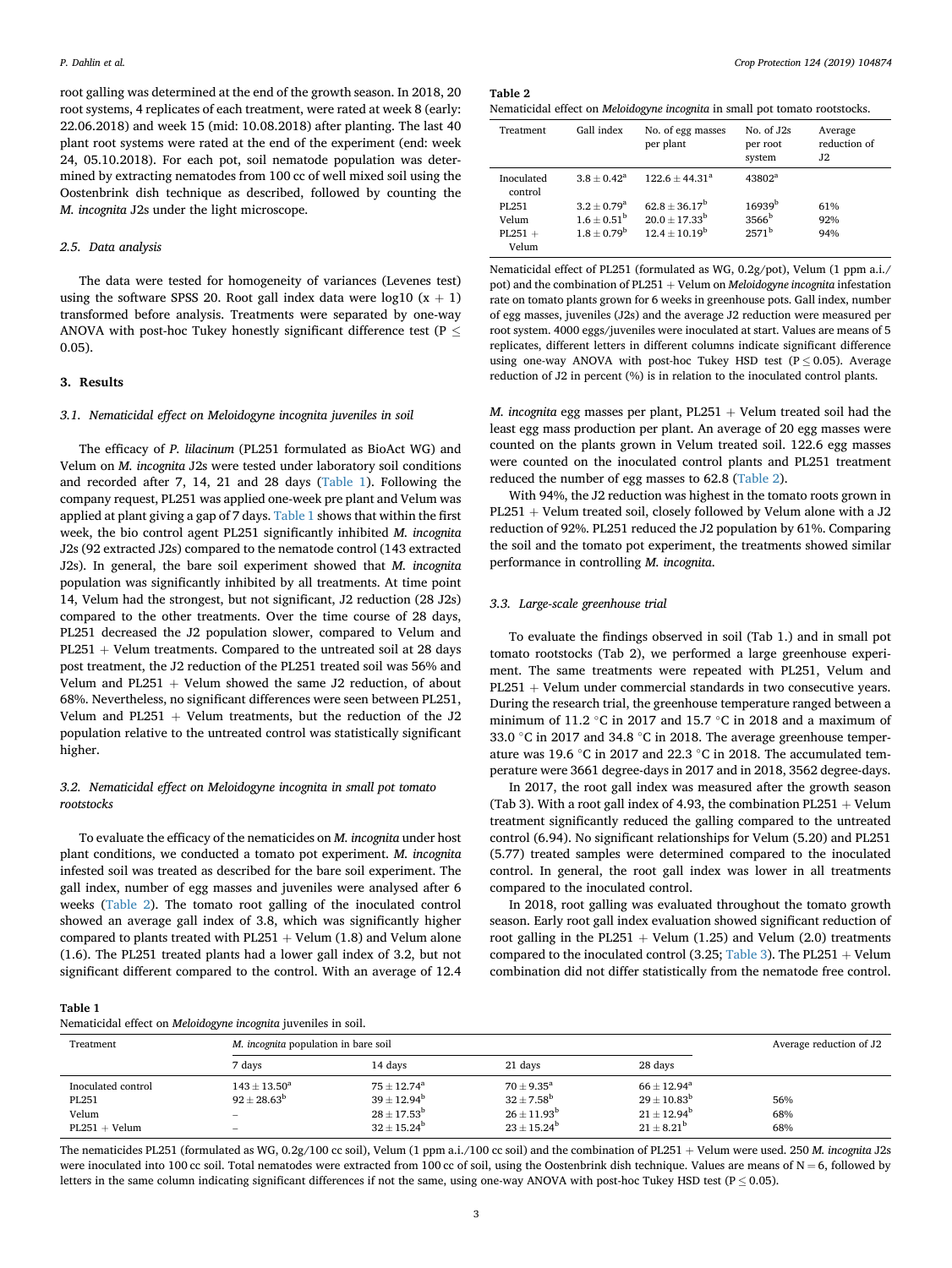root galling was determined at the end of the growth season. In 2018, 20 root systems, 4 replicates of each treatment, were rated at week 8 (early: 22.06.2018) and week 15 (mid: 10.08.2018) after planting. The last 40 plant root systems were rated at the end of the experiment (end: week 24, 05.10.2018). For each pot, soil nematode population was determined by extracting nematodes from 100 cc of well mixed soil using the Oostenbrink dish technique as described, followed by counting the *M. incognita* J2s under the light microscope.

### 2.5. Data analysis

The data were tested for homogeneity of variances (Levenes test) using the software SPSS 20. Root gall index data were log10 $(x + 1)$ transformed before analysis. Treatments were separated by one-way ANOVA with post-hoc Tukey honestly significant difference test ($P \leq 0.05$).

## 3. Results

### 3.1. Nematicidal effect on Meloidogyne incognita juveniles in soil

The efficacy of *P. lilacinum* (PL251 formulated as BioAct WG) and Velum on *M. incognita* J2s were tested under laboratory soil conditions and recorded after 7, 14, 21 and 28 days (Table 1). Following the company request, PL251 was applied one-week pre plant and Velum was applied at plant giving a gap of 7 days. Table 1 shows that within the first week, the bio control agent PL251 significantly inhibited *M. incognita* J2s (92 extracted J2s) compared to the nematode control (143 extracted J2s). In general, the bare soil experiment showed that *M. incognita* population was significantly inhibited by all treatments. At time point 14, Velum had the strongest, but not significant, J2 reduction (28 J2s) compared to the other treatments. Over the time course of 28 days, PL251 decreased the J2 population slower, compared to Velum and PL251 + Velum treatments. Compared to the untreated soil at 28 days post treatment, the J2 reduction of the PL251 treated soil was 56% and Velum and PL251 + Velum showed the same J2 reduction, of about 68%. Nevertheless, no significant differences were seen between PL251, Velum and PL251 + Velum treatments, but the reduction of the J2 population relative to the untreated control was statistically significant higher.

### 3.2. Nematicidal effect on Meloidogyne incognita in small pot tomato rootstocks

To evaluate the efficacy of the nematicides on *M. incognita* under host plant conditions, we conducted a tomato pot experiment. *M. incognita* infested soil was treated as described for the bare soil experiment. The gall index, number of egg masses and juveniles were analysed after 6 weeks (Table 2). The tomato root galling of the inoculated control showed an average gall index of 3.8, which was significantly higher compared to plants treated with PL251 + Velum (1.8) and Velum alone (1.6). The PL251 treated plants had a lower gall index of 3.2, but not significant different compared to the control. With an average of 12.4 *M. incognita* egg masses per plant, PL251 + Velum treated soil had the least egg mass production per plant. An average of 20 egg masses were counted on the plants grown in Velum treated soil. 122.6 egg masses were counted on the inoculated control plants and PL251 treatment reduced the number of egg masses to 62.8 (Table 2).

With 94%, the J2 reduction was highest in the tomato roots grown in PL251 + Velum treated soil, closely followed by Velum alone with a J2 reduction of 92%. PL251 reduced the J2 population by 61%. Comparing the soil and the tomato pot experiment, the treatments showed similar performance in controlling *M. incognita*.

**Table 2**
Nematicidal effect on *Meloidogyne incognita* in small pot tomato rootstocks.

| Treatment | Gall index | No. of egg masses per plant | No. of J2s per root system | Average reduction of J2 |
|---|---|---|---|---|
| Inoculated control | $3.8 \pm 0.42^a$ | $122.6 \pm 44.31^a$ | $43802^a$ | |
| PL251 | $3.2 \pm 0.79^a$ | $62.8 \pm 36.17^b$ | $16939^b$ | 61% |
| Velum | $1.6 \pm 0.51^b$ | $20.0 \pm 17.33^b$ | $3566^b$ | 92% |
| PL251 + Velum | $1.8 \pm 0.79^b$ | $12.4 \pm 10.19^b$ | $2571^b$ | 94% |

Nematicidal effect of PL251 (formulated as WG, 0.2g/pot), Velum (1 ppm a.i./pot) and the combination of PL251 + Velum on *Meloidogyne incognita* infestation rate on tomato plants grown for 6 weeks in greenhouse pots. Gall index, number of egg masses, juveniles (J2s) and the average J2 reduction were measured per root system. 4000 eggs/juveniles were inoculated at start. Values are means of 5 replicates, different letters in different columns indicate significant difference using one-way ANOVA with post-hoc Tukey HSD test ($P \leq 0.05$). Average reduction of J2 in percent (%) is in relation to the inoculated control plants.

### 3.3. Large-scale greenhouse trial

To evaluate the findings observed in soil (Tab 1.) and in small pot tomato rootstocks (Tab 2), we performed a large greenhouse experiment. The same treatments were repeated with PL251, Velum and PL251 + Velum under commercial standards in two consecutive years. During the research trial, the greenhouse temperature ranged between a minimum of 11.2 °C in 2017 and 15.7 °C in 2018 and a maximum of 33.0 °C in 2017 and 34.8 °C in 2018. The average greenhouse temperature was 19.6 °C in 2017 and 22.3 °C in 2018. The accumulated temperature were 3661 degree-days in 2017 and in 2018, 3562 degree-days.

In 2017, the root gall index was measured after the growth season (Tab 3). With a root gall index of 4.93, the combination PL251 + Velum treatment significantly reduced the galling compared to the untreated control (6.94). No significant relationships for Velum (5.20) and PL251 (5.77) treated samples were determined compared to the inoculated control. In general, the root gall index was lower in all treatments compared to the inoculated control.

In 2018, root galling was evaluated throughout the tomato growth season. Early root gall index evaluation showed significant reduction of root galling in the PL251 + Velum (1.25) and Velum (2.0) treatments compared to the inoculated control (3.25; Table 3). The PL251 + Velum combination did not differ statistically from the nematode free control.

**Table 1**
Nematicidal effect on *Meloidogyne incognita* juveniles in soil.

| Treatment | *M. incognita* population in bare soil | | | | Average reduction of J2 |
|---|---|---|---|---|---|
| | 7 days | 14 days | 21 days | 28 days | |
| Inoculated control | $143 \pm 13.50^a$ | $75 \pm 12.74^a$ | $70 \pm 9.35^a$ | $66 \pm 12.94^a$ | |
| PL251 | $92 \pm 28.63^b$ | $39 \pm 12.94^b$ | $32 \pm 7.58^b$ | $29 \pm 10.83^b$ | 56% |
| Velum | – | $28 \pm 17.53^b$ | $26 \pm 11.93^b$ | $21 \pm 12.94^b$ | 68% |
| PL251 + Velum | – | $32 \pm 15.24^b$ | $23 \pm 15.24^b$ | $21 \pm 8.21^b$ | 68% |

The nematicides PL251 (formulated as WG, 0.2g/100 cc soil), Velum (1 ppm a.i./100 cc soil) and the combination of PL251 + Velum were used. 250 *M. incognita* J2s were inoculated into 100 cc soil. Total nematodes were extracted from 100 cc of soil, using the Oostenbrink dish technique. Values are means of $N = 6$, followed by letters in the same column indicating significant differences if not the same, using one-way ANOVA with post-hoc Tukey HSD test ($P \leq 0.05$).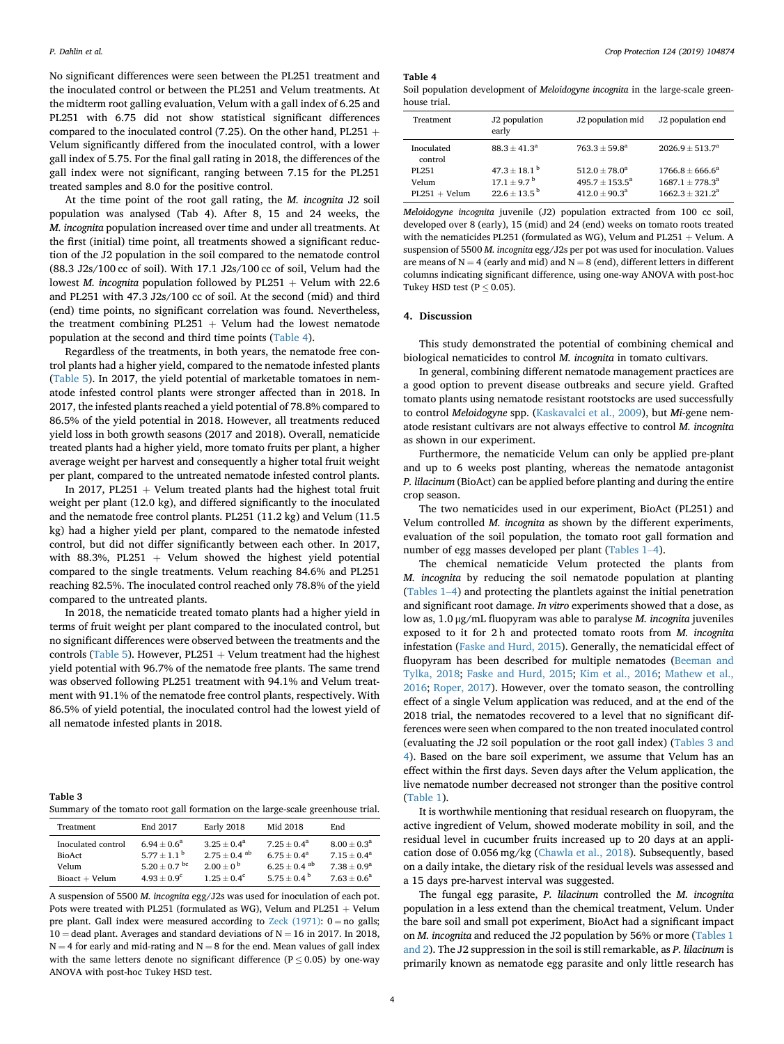No significant differences were seen between the PL251 treatment and the inoculated control or between the PL251 and Velum treatments. At the midterm root galling evaluation, Velum with a gall index of 6.25 and PL251 with 6.75 did not show statistical significant differences compared to the inoculated control (7.25). On the other hand, PL251 + Velum significantly differed from the inoculated control, with a lower gall index of 5.75. For the final gall rating in 2018, the differences of the gall index were not significant, ranging between 7.15 for the PL251 treated samples and 8.0 for the positive control.

At the time point of the root gall rating, the *M. incognita* J2 soil population was analysed (Tab 4). After 8, 15 and 24 weeks, the *M. incognita* population increased over time and under all treatments. At the first (initial) time point, all treatments showed a significant reduction of the J2 population in the soil compared to the nematode control (88.3 J2s/100 cc of soil). With 17.1 J2s/100 cc of soil, Velum had the lowest *M. incognita* population followed by PL251 + Velum with 22.6 and PL251 with 47.3 J2s/100 cc of soil. At the second (mid) and third (end) time points, no significant correlation was found. Nevertheless, the treatment combining PL251 + Velum had the lowest nematode population at the second and third time points (Table 4).

Regardless of the treatments, in both years, the nematode free control plants had a higher yield, compared to the nematode infested plants (Table 5). In 2017, the yield potential of marketable tomatoes in nematode infested control plants were stronger affected than in 2018. In 2017, the infested plants reached a yield potential of 78.8% compared to 86.5% of the yield potential in 2018. However, all treatments reduced yield loss in both growth seasons (2017 and 2018). Overall, nematicide treated plants had a higher yield, more tomato fruits per plant, a higher average weight per harvest and consequently a higher total fruit weight per plant, compared to the untreated nematode infested control plants.

In 2017, PL251 + Velum treated plants had the highest total fruit weight per plant (12.0 kg), and differed significantly to the inoculated and the nematode free control plants. PL251 (11.2 kg) and Velum (11.5 kg) had a higher yield per plant, compared to the nematode infested control, but did not differ significantly between each other. In 2017, with 88.3%, PL251 + Velum showed the highest yield potential compared to the single treatments. Velum reaching 84.6% and PL251 reaching 82.5%. The inoculated control reached only 78.8% of the yield compared to the untreated plants.

In 2018, the nematicide treated tomato plants had a higher yield in terms of fruit weight per plant compared to the inoculated control, but no significant differences were observed between the treatments and the controls (Table 5). However, PL251 + Velum treatment had the highest yield potential with 96.7% of the nematode free plants. The same trend was observed following PL251 treatment with 94.1% and Velum treatment with 91.1% of the nematode free control plants, respectively. With 86.5% of yield potential, the inoculated control had the lowest yield of all nematode infested plants in 2018.

**Table 3**
Summary of the tomato root gall formation on the large-scale greenhouse trial.

| Treatment | End 2017 | Early 2018 | Mid 2018 | End |
|---|---|---|---|---|
| Inoculated control | $6.94 \pm 0.6^{a}$ | $3.25 \pm 0.4^{a}$ | $7.25 \pm 0.4^{a}$ | $8.00 \pm 0.3^{a}$ |
| BioAct | $5.77 \pm 1.1^{b}$ | $2.75 \pm 0.4^{ab}$ | $6.75 \pm 0.4^{a}$ | $7.15 \pm 0.4^{a}$ |
| Velum | $5.20 \pm 0.7^{bc}$ | $2.00 \pm 0^{b}$ | $6.25 \pm 0.4^{ab}$ | $7.38 \pm 0.9^{a}$ |
| Bioact + Velum | $4.93 \pm 0.9^{c}$ | $1.25 \pm 0.4^{c}$ | $5.75 \pm 0.4^{b}$ | $7.63 \pm 0.6^{a}$ |

A suspension of 5500 *M. incognita* egg/J2s was used for inoculation of each pot. Pots were treated with PL251 (formulated as WG), Velum and PL251 + Velum per plant. Gall index were measured according to Zeck (1971): 0 = no galls; 10 = dead plant. Averages and standard deviations of N = 16 in 2017. In 2018, N = 4 for early and mid-rating and N = 8 for the end. Mean values of gall index with the same letters denote no significant difference (P ≤ 0.05) by one-way ANOVA with post-hoc Tukey HSD test.

**Table 4**
Soil population development of *Meloidogyne incognita* in the large-scale greenhouse trial.

| Treatment | J2 population early | J2 population mid | J2 population end |
|---|---|---|---|
| Inoculated control | $88.3 \pm 41.3^{a}$ | $763.3 \pm 59.8^{a}$ | $2026.9 \pm 513.7^{a}$ |
| PL251 | $47.3 \pm 18.1^{b}$ | $512.0 \pm 78.0^{a}$ | $1766.8 \pm 666.6^{a}$ |
| Velum | $17.1 \pm 9.7^{b}$ | $495.7 \pm 153.5^{a}$ | $1687.1 \pm 778.3^{a}$ |
| PL251 + Velum | $22.6 \pm 13.5^{b}$ | $412.0 \pm 90.3^{a}$ | $1662.3 \pm 321.2^{a}$ |

*Meloidogyne incognita* juvenile (J2) population extracted from 100 cc soil, developed over 8 (early), 15 (mid) and 24 (end) weeks on tomato roots treated with the nematicides PL251 (formulated as WG), Velum and PL251 + Velum. A suspension of 5500 *M. incognita* egg/J2s per pot was used for inoculation. Values are means of N = 4 (early and mid) and N = 8 (end), different letters in different columns indicating significant difference, using one-way ANOVA with post-hoc Tukey HSD test (P ≤ 0.05).

## 4. Discussion

This study demonstrated the potential of combining chemical and biological nematicides to control *M. incognita* in tomato cultivars.

In general, combining different nematode management practices are a good option to prevent disease outbreaks and secure yield. Grafted tomato plants using nematode resistant rootstocks are used successfully to control *Meloidogyne* spp. (Kaskavalci et al., 2009), but *Mi*-gene nematode resistant cultivars are not always effective to control *M. incognita* as shown in our experiment.

Furthermore, the nematicide Velum can only be applied pre-plant and up to 6 weeks post planting, whereas the nematode antagonist *P. lilacinum* (BioAct) can be applied before planting and during the entire crop season.

The two nematicides used in our experiment, BioAct (PL251) and Velum controlled *M. incognita* as shown by the different experiments, evaluation of the soil population, the tomato root gall formation and number of egg masses developed per plant (Tables 1–4).

The chemical nematicide Velum protected the plants from *M. incognita* by reducing the soil nematode population at planting (Tables 1–4) and protecting the plantlets against the initial penetration and significant root damage. *In vitro* experiments showed that a dose, as low as, 1.0 μg/mL fluopyram was able to paralyse *M. incognita* juveniles exposed to it for 2 h and protected tomato roots from *M. incognita* infestation (Faske and Hurd, 2015). Generally, the nematicidal effect of fluopyram has been described for multiple nematodes (Beeman and Tylka, 2018; Faske and Hurd, 2015; Kim et al., 2016; Mathew et al., 2016; Roper, 2017). However, over the tomato season, the controlling effect of a single Velum application was reduced, and at the end of the 2018 trial, the nematodes recovered to a level that no significant differences were seen when compared to the non treated inoculated control (evaluating the J2 soil population or the root gall index) (Tables 3 and 4). Based on the bare soil experiment, we assume that Velum has an effect within the first days. Seven days after the Velum application, the live nematode number decreased not stronger than the positive control (Table 1).

It is worthwhile mentioning that residual research on fluopyram, the active ingredient of Velum, showed moderate mobility in soil, and the residual level in cucumber fruits increased up to 20 days at an application dose of 0.056 mg/kg (Chawla et al., 2018). Subsequently, based on a daily intake, the dietary risk of the residual levels was assessed and a 15 days pre-harvest interval was suggested.

The fungal egg parasite, *P. lilacinum* controlled the *M. incognita* population in a less extend than the chemical treatment, Velum. Under the bare soil and small pot experiment, BioAct had a significant impact on *M. incognita* and reduced the J2 population by 56% or more (Tables 1 and 2). The J2 suppression in the soil is still remarkable, as *P. lilacinum* is primarily known as nematode egg parasite and only little research has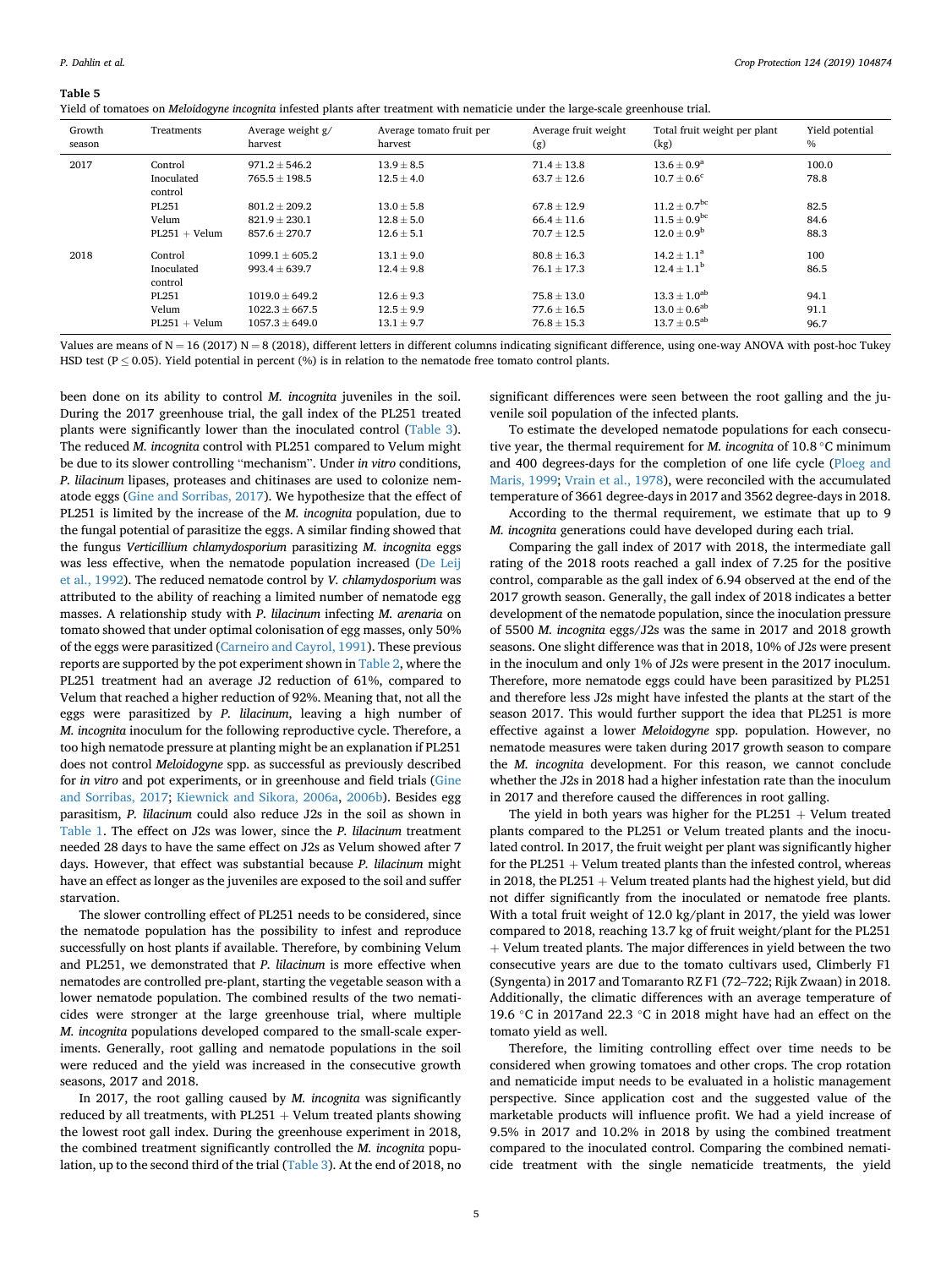**Table 5**
Yield of tomatoes on *Meloidogyne incognita* infested plants after treatment with nematicie under the large-scale greenhouse trial.

| Growth season | Treatments | Average weight g/harvest | Average tomato fruit per harvest | Average fruit weight (g) | Total fruit weight per plant (kg) | Yield potential % |
|---|---|---|---|---|---|---|
| 2017 | Control | 971.2 ± 546.2 | 13.9 ± 8.5 | 71.4 ± 13.8 | 13.6 ± 0.9[a] | 100.0 |
| | Inoculated control | 765.5 ± 198.5 | 12.5 ± 4.0 | 63.7 ± 12.6 | 10.7 ± 0.6[c] | 78.8 |
| | PL251 | 801.2 ± 209.2 | 13.0 ± 5.8 | 67.8 ± 12.9 | 11.2 ± 0.7[bc] | 82.5 |
| | Velum | 821.9 ± 230.1 | 12.8 ± 5.0 | 66.4 ± 11.6 | 11.5 ± 0.9[bc] | 84.6 |
| | PL251 + Velum | 857.6 ± 270.7 | 12.6 ± 5.1 | 70.7 ± 12.5 | 12.0 ± 0.9[b] | 88.3 |
| 2018 | Control | 1099.1 ± 605.2 | 13.1 ± 9.0 | 80.8 ± 16.3 | 14.2 ± 1.1[a] | 100 |
| | Inoculated control | 993.4 ± 639.7 | 12.4 ± 9.8 | 76.1 ± 17.3 | 12.4 ± 1.1[b] | 86.5 |
| | PL251 | 1019.0 ± 649.2 | 12.6 ± 9.3 | 75.8 ± 13.0 | 13.3 ± 1.0[ab] | 94.1 |
| | Velum | 1022.3 ± 667.5 | 12.5 ± 9.9 | 77.6 ± 16.5 | 13.0 ± 0.6[ab] | 91.1 |
| | PL251 + Velum | 1057.3 ± 649.0 | 13.1 ± 9.7 | 76.8 ± 15.3 | 13.7 ± 0.5[ab] | 96.7 |

Values are means of N = 16 (2017) N = 8 (2018), different letters in different columns indicating significant difference, using one-way ANOVA with post-hoc Tukey HSD test (P ≤ 0.05). Yield potential in percent (%) is in relation to the nematode free tomato control plants.

been done on its ability to control *M. incognita* juveniles in the soil. During the 2017 greenhouse trial, the gall index of the PL251 treated plants were significantly lower than the inoculated control (Table 3). The reduced *M. incognita* control with PL251 compared to Velum might be due to its slower controlling "mechanism". Under *in vitro* conditions, *P. lilacinum* lipases, proteases and chitinases are used to colonize nematode eggs (Gine and Sorribas, 2017). We hypothesize that the effect of PL251 is limited by the increase of the *M. incognita* population, due to the fungal potential of parasitize the eggs. A similar finding showed that the fungus *Verticillium chlamydosporium* parasitizing *M. incognita* eggs was less effective, when the nematode population increased (De Leij et al., 1992). The reduced nematode control by *V. chlamydosporium* was attributed to the ability of reaching a limited number of nematode egg masses. A relationship study with *P. lilacinum* infecting *M. arenaria* on tomato showed that under optimal colonisation of egg masses, only 50% of the eggs were parasitized (Carneiro and Cayrol, 1991). These previous reports are supported by the pot experiment shown in Table 2, where the PL251 treatment had an average J2 reduction of 61%, compared to Velum that reached a higher reduction of 92%. Meaning that, not all the eggs were parasitized by *P. lilacinum*, leaving a high number of *M. incognita* inoculum for the following reproductive cycle. Therefore, a too high nematode pressure at planting might be an explanation if PL251 does not control *Meloidogyne* spp. as successful as previously described for *in vitro* and pot experiments, or in greenhouse and field trials (Gine and Sorribas, 2017; Kiewnick and Sikora, 2006a, 2006b). Besides egg parasitism, *P. lilacinum* could also reduce J2s in the soil as shown in Table 1. The effect on J2s was lower, since the *P. lilacinum* treatment needed 28 days to have the same effect on J2s as Velum showed after 7 days. However, that effect was substantial because *P. lilacinum* might have an effect as longer as the juveniles are exposed to the soil and suffer starvation.

The slower controlling effect of PL251 needs to be considered, since the nematode population has the possibility to infest and reproduce successfully on host plants if available. Therefore, by combining Velum and PL251, we demonstrated that *P. lilacinum* is more effective when nematodes are controlled pre-plant, starting the vegetable season with a lower nematode population. The combined results of the two nematicides were stronger at the large greenhouse trial, where multiple *M. incognita* populations developed compared to the small-scale experiments. Generally, root galling and nematode populations in the soil were reduced and the yield was increased in the consecutive growth seasons, 2017 and 2018.

In 2017, the root galling caused by *M. incognita* was significantly reduced by all treatments, with PL251 + Velum treated plants showing the lowest root gall index. During the greenhouse experiment in 2018, the combined treatment significantly controlled the *M. incognita* population, up to the second third of the trial (Table 3). At the end of 2018, no significant differences were seen between the root galling and the juvenile soil population of the infected plants.

To estimate the developed nematode populations for each consecutive year, the thermal requirement for *M. incognita* of 10.8 °C minimum and 400 degrees-days for the completion of one life cycle (Ploeg and Maris, 1999; Vrain et al., 1978), were reconciled with the accumulated temperature of 3661 degree-days in 2017 and 3562 degree-days in 2018.

According to the thermal requirement, we estimate that up to 9 *M. incognita* generations could have developed during each trial.

Comparing the gall index of 2017 with 2018, the intermediate gall rating of the 2018 roots reached a gall index of 7.25 for the positive control, comparable as the gall index of 6.94 observed at the end of the 2017 growth season. Generally, the gall index of 2018 indicates a better development of the nematode population, since the inoculation pressure of 5500 *M. incognita* eggs/J2s was the same in 2017 and 2018 growth seasons. One slight difference was that in 2018, 10% of J2s were present in the inoculum and only 1% of J2s were present in the 2017 inoculum. Therefore, more nematode eggs could have been parasitized by PL251 and therefore less J2s might have infested the plants at the start of the season 2017. This would further support the idea that PL251 is more effective against a lower *Meloidogyne* spp. population. However, no nematode measures were taken during 2017 growth season to compare the *M. incognita* development. For this reason, we cannot conclude whether the J2s in 2018 had a higher infestation rate than the inoculum in 2017 and therefore caused the differences in root galling.

The yield in both years was higher for the PL251 + Velum treated plants compared to the PL251 or Velum treated plants and the inoculated control. In 2017, the fruit weight per plant was significantly higher for the PL251 + Velum treated plants than the infested control, whereas in 2018, the PL251 + Velum treated plants had the highest yield, but did not differ significantly from the inoculated or nematode free plants. With a total fruit weight of 12.0 kg/plant in 2017, the yield was lower compared to 2018, reaching 13.7 kg of fruit weight/plant for the PL251 + Velum treated plants. The major differences in yield between the two consecutive years are due to the tomato cultivars used, Climberly F1 (Syngenta) in 2017 and Tomaranto RZ F1 (72–722; Rijk Zwaan) in 2018. Additionally, the climatic differences with an average temperature of 19.6 °C in 2017and 22.3 °C in 2018 might have had an effect on the tomato yield as well.

Therefore, the limiting controlling effect over time needs to be considered when growing tomatoes and other crops. The crop rotation and nematicide imput needs to be evaluated in a holistic management perspective. Since application cost and the suggested value of the marketable products will influence profit. We had a yield increase of 9.5% in 2017 and 10.2% in 2018 by using the combined treatment compared to the inoculated control. Comparing the combined nematicide treatment with the single nematicide treatments, the yield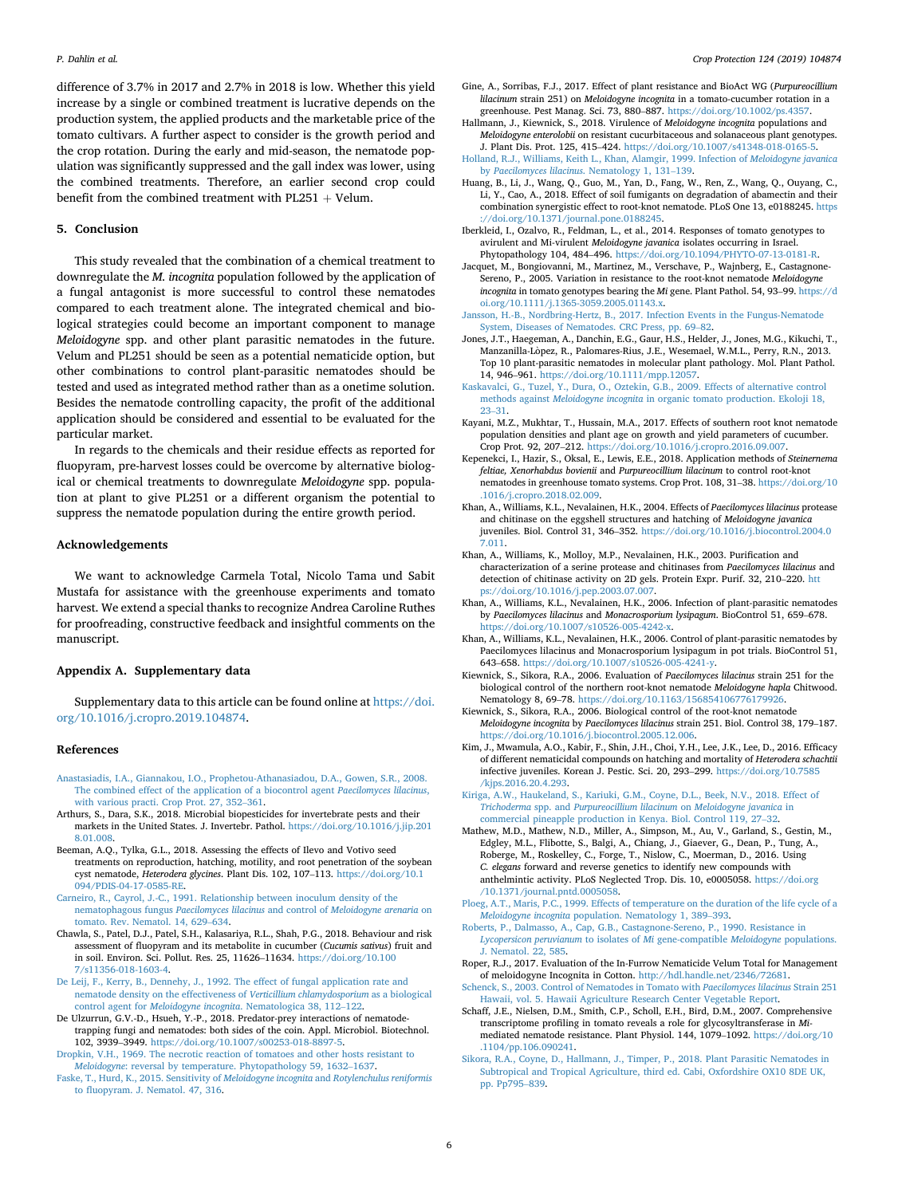difference of 3.7% in 2017 and 2.7% in 2018 is low. Whether this yield increase by a single or combined treatment is lucrative depends on the production system, the applied products and the marketable price of the tomato cultivars. A further aspect to consider is the growth period and the crop rotation. During the early and mid-season, the nematode population was significantly suppressed and the gall index was lower, using the combined treatments. Therefore, an earlier second crop could benefit from the combined treatment with PL251 + Velum.

## 5. Conclusion

This study revealed that the combination of a chemical treatment to downregulate the *M. incognita* population followed by the application of a fungal antagonist is more successful to control these nematodes compared to each treatment alone. The integrated chemical and biological strategies could become an important component to manage *Meloidogyne* spp. and other plant parasitic nematodes in the future. Velum and PL251 should be seen as a potential nematicide option, but other combinations to control plant-parasitic nematodes should be tested and used as integrated method rather than as a onetime solution. Besides the nematode controlling capacity, the profit of the additional application should be considered and essential to be evaluated for the particular market.

In regards to the chemicals and their residue effects as reported for fluopyram, pre-harvest losses could be overcome by alternative biological or chemical treatments to downregulate *Meloidogyne* spp. population at plant to give PL251 or a different organism the potential to suppress the nematode population during the entire growth period.

## Acknowledgements

We want to acknowledge Carmela Total, Nicolo Tama und Sabit Mustafa for assistance with the greenhouse experiments and tomato harvest. We extend a special thanks to recognize Andrea Caroline Ruthes for proofreading, constructive feedback and insightful comments on the manuscript.

## Appendix A. Supplementary data

Supplementary data to this article can be found online at https://doi.org/10.1016/j.cropro.2019.104874.

## References

Anastasiadis, I.A., Giannakou, I.O., Prophetou-Athanasiadou, D.A., Gowen, S.R., 2008. The combined effect of the application of a biocontrol agent *Paecilomyces lilacinus*, with various practi. Crop Prot. 27, 352–361.

Arthurs, S., Dara, S.K., 2018. Microbial biopesticides for invertebrate pests and their markets in the United States. J. Invertebr. Pathol. https://doi.org/10.1016/j.jip.2018.01.008.

Beeman, A.Q., Tylka, G.L., 2018. Assessing the effects of Ilevo and Votivo seed treatments on reproduction, hatching, motility, and root penetration of the soybean cyst nematode, *Heterodera glycines*. Plant Dis. 102, 107–113. https://doi.org/10.1094/PDIS-04-17-0585-RE.

Carneiro, R., Cayrol, J.-C., 1991. Relationship between inoculum density of the nematophagous fungus *Paecilomyces lilacinus* and control of *Meloidogyne arenaria* on tomato. Rev. Nematol. 14, 629–634.

Chawla, S., Patel, D.J., Patel, S.H., Kalasariya, R.L., Shah, P.G., 2018. Behaviour and risk assessment of fluopyram and its metabolite in cucumber (*Cucumis sativus*) fruit and in soil. Environ. Sci. Pollut. Res. 25, 11626–11634. https://doi.org/10.1007/s11356-018-1603-4.

De Leij, F., Kerry, B., Dennehy, J., 1992. The effect of fungal application rate and nematode density on the effectiveness of *Verticillium chlamydosporium* as a biological control agent for *Meloidogyne incognita*. Nematologica 38, 112–122.

De Ulzurrun, G.V.-D., Hsueh, Y.-P., 2018. Predator-prey interactions of nematode-trapping fungi and nematodes: both sides of the coin. Appl. Microbiol. Biotechnol. 102, 3939–3949. https://doi.org/10.1007/s00253-018-8897-5.

Dropkin, V.H., 1969. The necrotic reaction of tomatoes and other hosts resistant to *Meloidogyne*: reversal by temperature. Phytopathology 59, 1632–1637.

Faske, T., Hurd, K., 2015. Sensitivity of *Meloidogyne incognita* and *Rotylenchulus reniformis* to fluopyram. J. Nematol. 47, 316.

Gine, A., Sorribas, F.J., 2017. Effect of plant resistance and BioAct WG (*Purpureocillium lilacinum* strain 251) on *Meloidogyne incognita* in a tomato-cucumber rotation in a greenhouse. Pest Manag. Sci. 73, 880–887. https://doi.org/10.1002/ps.4357.

Hallmann, J., Kiewnick, S., 2018. Virulence of *Meloidogyne incognita* populations and *Meloidogyne enterolobii* on resistant cucurbitaceous and solanaceous plant genotypes. J. Plant Dis. Prot. 125, 415–424. https://doi.org/10.1007/s41348-018-0165-5.

Holland, R.J., Williams, Keith L., Khan, Alamgir, 1999. Infection of *Meloidogyne javanica* by *Paecilomyces lilacinus*. Nematology 1, 131–139.

Huang, B., Li, J., Wang, Q., Guo, M., Yan, D., Fang, W., Ren, Z., Wang, Q., Ouyang, C., Li, Y., Cao, A., 2018. Effect of soil fumigants on degradation of abamectin and their combination synergistic effect to root-knot nematode. PLoS One 13, e0188245. https://doi.org/10.1371/journal.pone.0188245.

Iberkleid, I., Ozalvo, R., Feldman, L., et al., 2014. Responses of tomato genotypes to avirulent and Mi-virulent *Meloidogyne javanica* isolates occurring in Israel. Phytopathology 104, 484–496. https://doi.org/10.1094/PHYTO-07-13-0181-R.

Jacquet, M., Bongiovanni, M., Martinez, M., Verschave, P., Wajnberg, E., Castagnone-Sereno, P., 2005. Variation in resistance to the root-knot nematode *Meloidogyne incognita* in tomato genotypes bearing the *Mi* gene. Plant Pathol. 54, 93–99. https://doi.org/10.1111/j.1365-3059.2005.01143.x.

Jansson, H.-B., Nordbring-Hertz, B., 2017. Infection Events in the Fungus-Nematode System, Diseases of Nematodes. CRC Press, pp. 69–82.

Jones, J.T., Haegeman, A., Danchin, E.G., Gaur, H.S., Helder, J., Jones, M.G., Kikuchi, T., Manzanilla-Lòpez, R., Palomares-Rius, J.E., Wesemael, W.M.L., Perry, R.N., 2013. Top 10 plant-parasitic nematodes in molecular plant pathology. Mol. Plant Pathol. 14, 946–961. https://doi.org/10.1111/mpp.12057.

Kaskavalci, G., Tuzel, Y., Dura, O., Oztekin, G.B., 2009. Effects of alternative control methods against *Meloidogyne incognita* in organic tomato production. Ekoloji 18, 23–31.

Kayani, M.Z., Mukhtar, T., Hussain, M.A., 2017. Effects of southern root knot nematode population densities and plant age on growth and yield parameters of cucumber. Crop Prot. 92, 207–212. https://doi.org/10.1016/j.cropro.2016.09.007.

Kepenekci, I., Hazir, S., Oksal, E., Lewis, E.E., 2018. Application methods of *Steinernema feltiae, Xenorhabdus bovienii* and *Purpureocillium lilacinum* to control root-knot nematodes in greenhouse tomato systems. Crop Prot. 108, 31–38. https://doi.org/10.1016/j.cropro.2018.02.009.

Khan, A., Williams, K.L., Nevalainen, H.K., 2004. Effects of *Paecilomyces lilacinus* protease and chitinase on the eggshell structures and hatching of *Meloidogyne javanica* juveniles. Biol. Control 31, 346–352. https://doi.org/10.1016/j.biocontrol.2004.07.011.

Khan, A., Williams, K., Molloy, M.P., Nevalainen, H.K., 2003. Purification and characterization of a serine protease and chitinases from *Paecilomyces lilacinus* and detection of chitinase activity on 2D gels. Protein Expr. Purif. 32, 210–220. https://doi.org/10.1016/j.pep.2003.07.007.

Khan, A., Williams, K.L., Nevalainen, H.K., 2006. Infection of plant-parasitic nematodes by *Paecilomyces lilacinus* and *Monacrosporium lysipagum*. BioControl 51, 659–678. https://doi.org/10.1007/s10526-005-4242-x.

Khan, A., Williams, K.L., Nevalainen, H.K., 2006. Control of plant-parasitic nematodes by Paecilomyces lilacinus and Monacrosporium lysipagum in pot trials. BioControl 51, 643–658. https://doi.org/10.1007/s10526-005-4241-y.

Kiewnick, S., Sikora, R.A., 2006. Evaluation of *Paecilomyces lilacinus* strain 251 for the biological control of the northern root-knot nematode *Meloidogyne hapla* Chitwood. Nematology 8, 69–78. https://doi.org/10.1163/156854106776179926.

Kiewnick, S., Sikora, R.A., 2006. Biological control of the root-knot nematode *Meloidogyne incognita* by *Paecilomyces lilacinus* strain 251. Biol. Control 38, 179–187. https://doi.org/10.1016/j.biocontrol.2005.12.006.

Kim, J., Mwamula, A.O., Kabir, F., Shin, J.H., Choi, Y.H., Lee, J.K., Lee, D., 2016. Efficacy of different nematicidal compounds on hatching and mortality of *Heterodera schachtii* infective juveniles. Korean J. Pestic. Sci. 20, 293–299. https://doi.org/10.7585/kjps.2016.20.4.293.

Kiriga, A.W., Haukeland, S., Kariuki, G.M., Coyne, D.L., Beek, N.V., 2018. Effect of *Trichoderma* spp. and *Purpureocillium lilacinum* on *Meloidogyne javanica* in commercial pineapple production in Kenya. Biol. Control 119, 27–32.

Mathew, M.D., Mathew, N.D., Miller, A., Simpson, M., Au, V., Garland, S., Gestin, M., Edgley, M.L., Flibotte, S., Balgi, A., Chiang, J., Giaever, G., Dean, P., Tung, A., Roberge, M., Roskelley, C., Forge, T., Nislow, C., Moerman, D., 2016. Using *C. elegans* forward and reverse genetics to identify new compounds with anthelmintic activity. PLoS Neglected Trop. Dis. 10, e0005058. https://doi.org/10.1371/journal.pntd.0005058.

Ploeg, A.T., Maris, P.C., 1999. Effects of temperature on the duration of the life cycle of a *Meloidogyne incognita* population. Nematology 1, 389–393.

Roberts, P., Dalmasso, A., Cap, G.B., Castagnone-Sereno, P., 1990. Resistance in *Lycopersicon peruvianum* to isolates of *Mi* gene-compatible *Meloidogyne* populations. J. Nematol. 22, 585.

Roper, R.J., 2017. Evaluation of the In-Furrow Nematicide Velum Total for Management of meloidogyne Incognita in Cotton. http://hdl.handle.net/2346/72681.

Schenck, S., 2003. Control of Nematodes in Tomato with *Paecilomyces lilacinus* Strain 251 Hawaii, vol. 5. Hawaii Agriculture Research Center Vegetable Report.

Schaff, J.E., Nielsen, D.M., Smith, C.P., Scholl, E.H., Bird, D.M., 2007. Comprehensive transcriptome profiling in tomato reveals a role for glycosyltransferase in *Mi*-mediated nematode resistance. Plant Physiol. 144, 1079–1092. https://doi.org/10.1104/pp.106.090241.

Sikora, R.A., Coyne, D., Hallmann, J., Timper, P., 2018. Plant Parasitic Nematodes in Subtropical and Tropical Agriculture, third ed. Cabi, Oxfordshire OX10 8DE UK, pp. Pp795–839.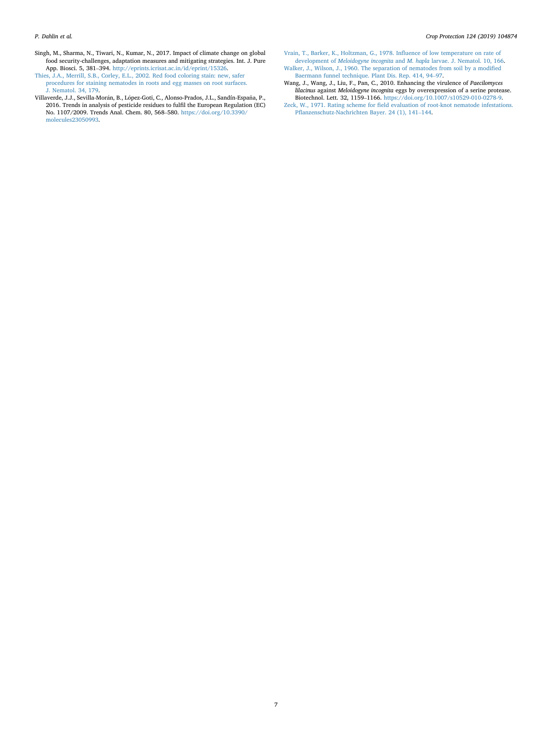Singh, M., Sharma, N., Tiwari, N., Kumar, N., 2017. Impact of climate change on global food security-challenges, adaptation measures and mitigating strategies. Int. J. Pure App. Biosci. 5, 381–394. http://eprints.icrisat.ac.in/id/eprint/15326.

Thies, J.A., Merrill, S.B., Corley, E.L., 2002. Red food coloring stain: new, safer procedures for staining nematodes in roots and egg masses on root surfaces. J. Nematol. 34, 179.

Villaverde, J.J., Sevilla-Morán, B., López-Goti, C., Alonso-Prados, J.L., Sandín-España, P., 2016. Trends in analysis of pesticide residues to fulfil the European Regulation (EC) No. 1107/2009. Trends Anal. Chem. 80, 568–580. https://doi.org/10.3390/molecules23050993.

Vrain, T., Barker, K., Holtzman, G., 1978. Influence of low temperature on rate of development of *Meloidogyne incognita* and *M. hapla* larvae. J. Nematol. 10, 166.

Walker, J., Wilson, J., 1960. The separation of nematodes from soil by a modified Baermann funnel technique. Plant Dis. Rep. 414, 94–97.

Wang, J., Wang, J., Liu, F., Pan, C., 2010. Enhancing the virulence of *Paecilomyces lilacinus* against *Meloidogyne incognita* eggs by overexpression of a serine protease. Biotechnol. Lett. 32, 1159–1166. https://doi.org/10.1007/s10529-010-0278-9.

Zeck, W., 1971. Rating scheme for field evaluation of root-knot nematode infestations. Pflanzenschutz-Nachrichten Bayer. 24 (1), 141–144.